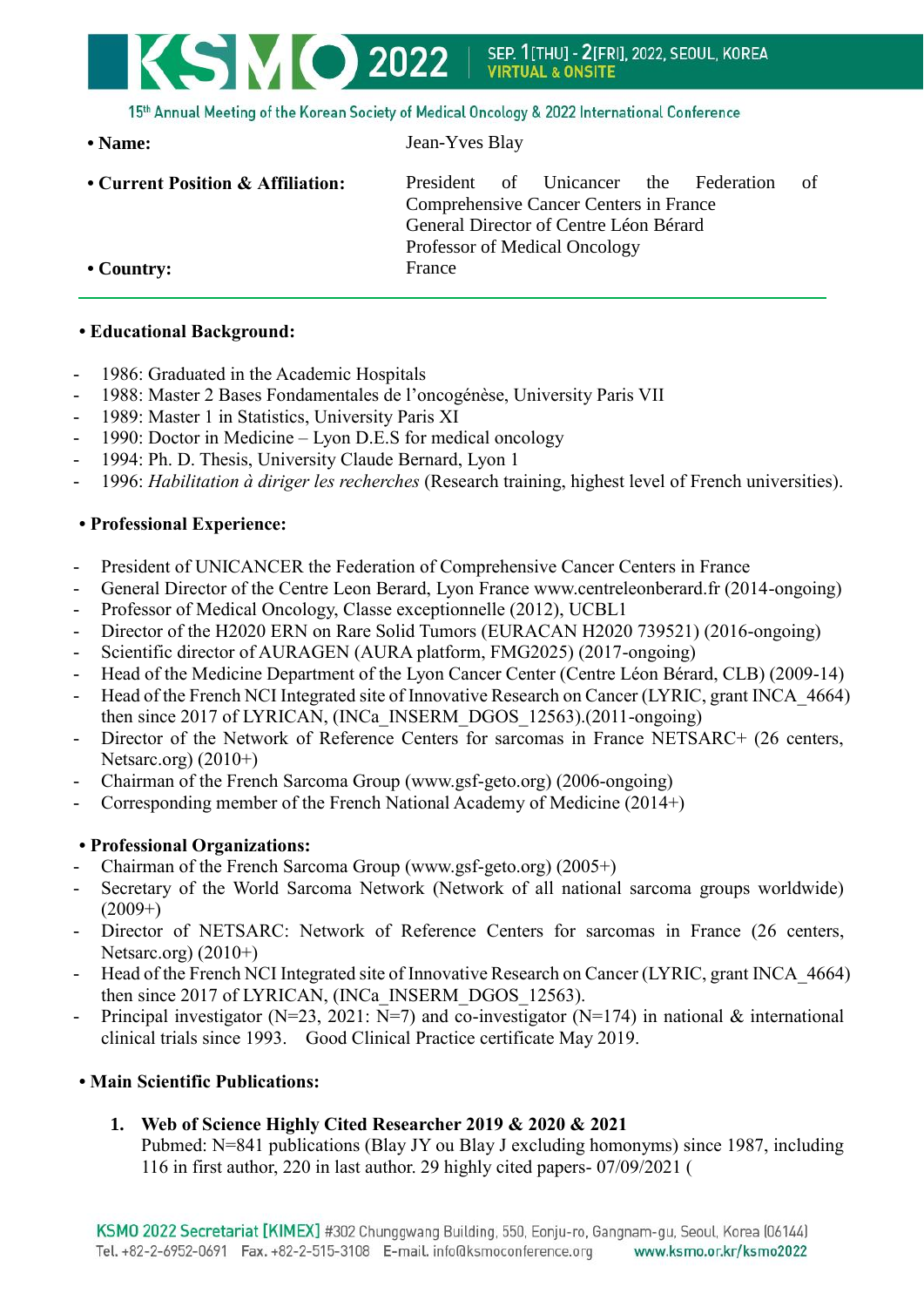- **Name:** Jean-Yves Blay
- **Current Position & Affiliation:** President of Unicancer the Federation of Comprehensive Cancer Centers in France
General Director of Centre Léon Bérard
Professor of Medical Oncology
- **Country:** France

---

**• Educational Background:**

- 1986: Graduated in the Academic Hospitals
- 1988: Master 2 Bases Fondamentales de l'oncogénèse, University Paris VII
- 1989: Master 1 in Statistics, University Paris XI
- 1990: Doctor in Medicine – Lyon D.E.S for medical oncology
- 1994: Ph. D. Thesis, University Claude Bernard, Lyon 1
- 1996: *Habilitation à diriger les recherches* (Research training, highest level of French universities).

**• Professional Experience:**

- President of UNICANCER the Federation of Comprehensive Cancer Centers in France
- General Director of the Centre Leon Berard, Lyon France www.centreleonberard.fr (2014-ongoing)
- Professor of Medical Oncology, Classe exceptionnelle (2012), UCBL1
- Director of the H2020 ERN on Rare Solid Tumors (EURACAN H2020 739521) (2016-ongoing)
- Scientific director of AURAGEN (AURA platform, FMG2025) (2017-ongoing)
- Head of the Medicine Department of the Lyon Cancer Center (Centre Léon Bérard, CLB) (2009-14)
- Head of the French NCI Integrated site of Innovative Research on Cancer (LYRIC, grant INCA_4664) then since 2017 of LYRICAN, (INCa_INSERM_DGOS_12563).(2011-ongoing)
- Director of the Network of Reference Centers for sarcomas in France NETSARC+ (26 centers, Netsarc.org) (2010+)
- Chairman of the French Sarcoma Group (www.gsf-geto.org) (2006-ongoing)
- Corresponding member of the French National Academy of Medicine (2014+)

**• Professional Organizations:**
- Chairman of the French Sarcoma Group (www.gsf-geto.org) (2005+)
- Secretary of the World Sarcoma Network (Network of all national sarcoma groups worldwide) (2009+)
- Director of NETSARC: Network of Reference Centers for sarcomas in France (26 centers, Netsarc.org) (2010+)
- Head of the French NCI Integrated site of Innovative Research on Cancer (LYRIC, grant INCA_4664) then since 2017 of LYRICAN, (INCa_INSERM_DGOS_12563).
- Principal investigator (N=23, 2021: N=7) and co-investigator (N=174) in national & international clinical trials since 1993. Good Clinical Practice certificate May 2019.

**• Main Scientific Publications:**

1. **Web of Science Highly Cited Researcher 2019 & 2020 & 2021**
Pubmed: N=841 publications (Blay JY ou Blay J excluding homonyms) since 1987, including 116 in first author, 220 in last author. 29 highly cited papers- 07/09/2021 (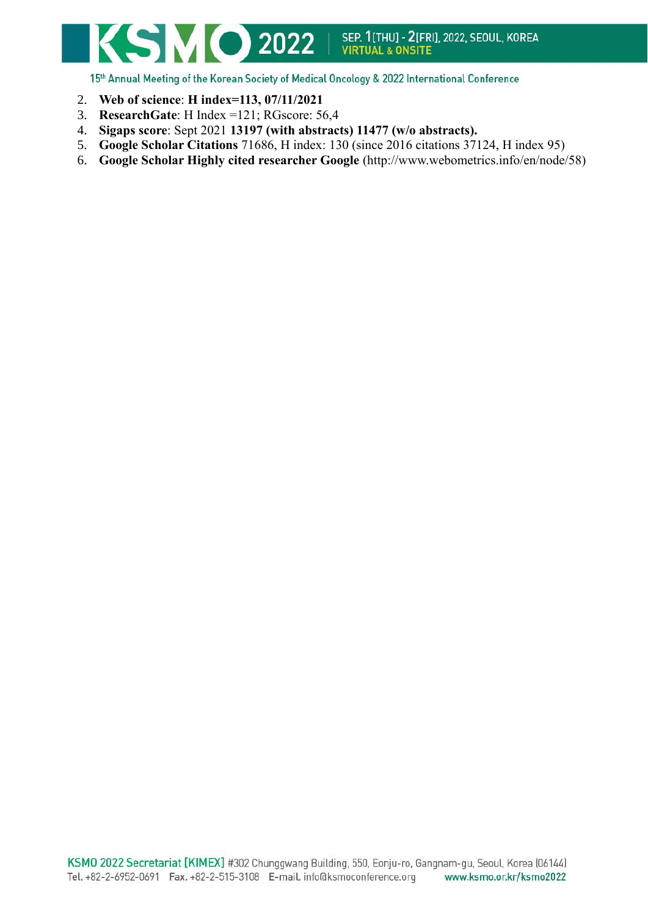2. **Web of science**: **H index=113, 07/11/2021**
3. **ResearchGate**: H Index =121; RGscore: 56,4
4. **Sigaps score**: Sept 2021 **13197 (with abstracts) 11477 (w/o abstracts).**
5. **Google Scholar Citations** 71686, H index: 130 (since 2016 citations 37124, H index 95)
6. **Google Scholar Highly cited researcher Google** (http://www.webometrics.info/en/node/58)